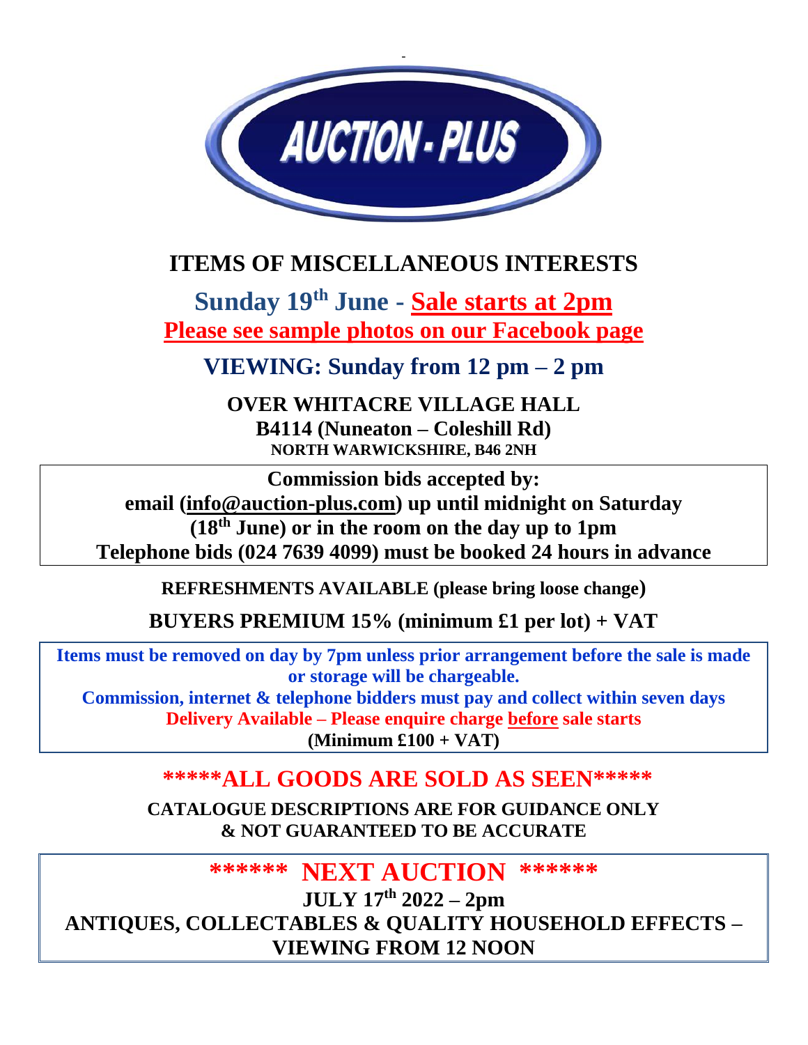# AUCTION - PLUS

## ITEMS OF MISCELLANEOUS INTERESTS

**Sunday 19th June - Sale starts at 2pm**

**Please see sample photos on our Facebook page**

**VIEWING: Sunday from 12 pm – 2 pm**

**OVER WHITACRE VILLAGE HALL**
**B4114 (Nuneaton – Coleshill Rd)**
**NORTH WARWICKSHIRE, B46 2NH**

**Commission bids accepted by:**
**email (info@auction-plus.com) up until midnight on Saturday (18th June) or in the room on the day up to 1pm**
**Telephone bids (024 7639 4099) must be booked 24 hours in advance**

**REFRESHMENTS AVAILABLE (please bring loose change)**

**BUYERS PREMIUM 15% (minimum £1 per lot) + VAT**

**Items must be removed on day by 7pm unless prior arrangement before the sale is made or storage will be chargeable.**
**Commission, internet & telephone bidders must pay and collect within seven days**
**Delivery Available – Please enquire charge before sale starts**
**(Minimum £100 + VAT)**

**\*\*\*\*\*ALL GOODS ARE SOLD AS SEEN\*\*\*\*\***

**CATALOGUE DESCRIPTIONS ARE FOR GUIDANCE ONLY & NOT GUARANTEED TO BE ACCURATE**

**\*\*\*\*\*\* NEXT AUCTION \*\*\*\*\*\***

**JULY 17th 2022 – 2pm**
**ANTIQUES, COLLECTABLES & QUALITY HOUSEHOLD EFFECTS – VIEWING FROM 12 NOON**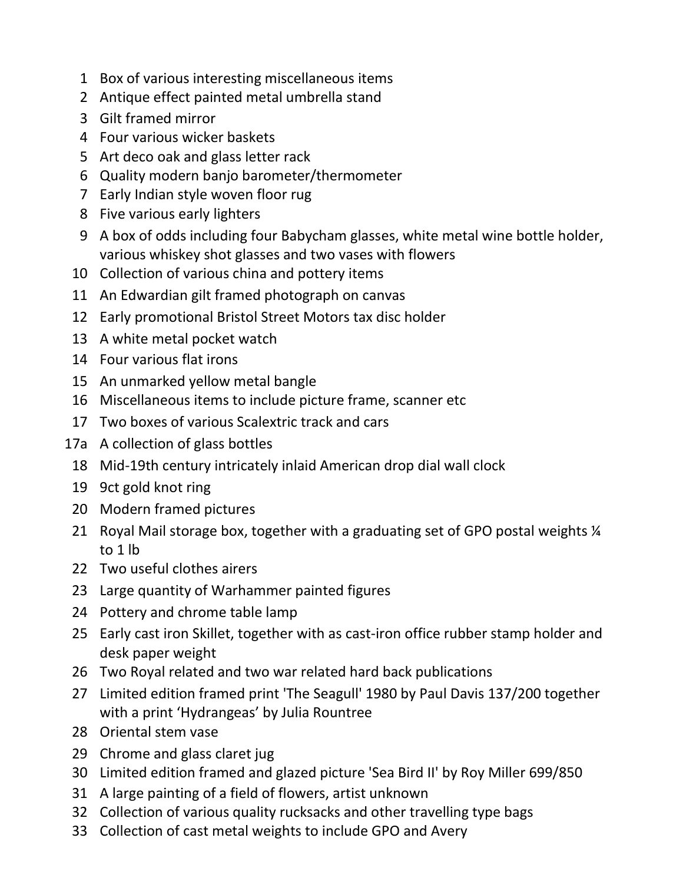1 Box of various interesting miscellaneous items

2 Antique effect painted metal umbrella stand

3 Gilt framed mirror

4 Four various wicker baskets

5 Art deco oak and glass letter rack

6 Quality modern banjo barometer/thermometer

7 Early Indian style woven floor rug

8 Five various early lighters

9 A box of odds including four Babycham glasses, white metal wine bottle holder, various whiskey shot glasses and two vases with flowers

10 Collection of various china and pottery items

11 An Edwardian gilt framed photograph on canvas

12 Early promotional Bristol Street Motors tax disc holder

13 A white metal pocket watch

14 Four various flat irons

15 An unmarked yellow metal bangle

16 Miscellaneous items to include picture frame, scanner etc

17 Two boxes of various Scalextric track and cars

17a A collection of glass bottles

18 Mid-19th century intricately inlaid American drop dial wall clock

19 9ct gold knot ring

20 Modern framed pictures

21 Royal Mail storage box, together with a graduating set of GPO postal weights ¼ to 1 lb

22 Two useful clothes airers

23 Large quantity of Warhammer painted figures

24 Pottery and chrome table lamp

25 Early cast iron Skillet, together with as cast-iron office rubber stamp holder and desk paper weight

26 Two Royal related and two war related hard back publications

27 Limited edition framed print 'The Seagull' 1980 by Paul Davis 137/200 together with a print 'Hydrangeas' by Julia Rountree

28 Oriental stem vase

29 Chrome and glass claret jug

30 Limited edition framed and glazed picture 'Sea Bird II' by Roy Miller 699/850

31 A large painting of a field of flowers, artist unknown

32 Collection of various quality rucksacks and other travelling type bags

33 Collection of cast metal weights to include GPO and Avery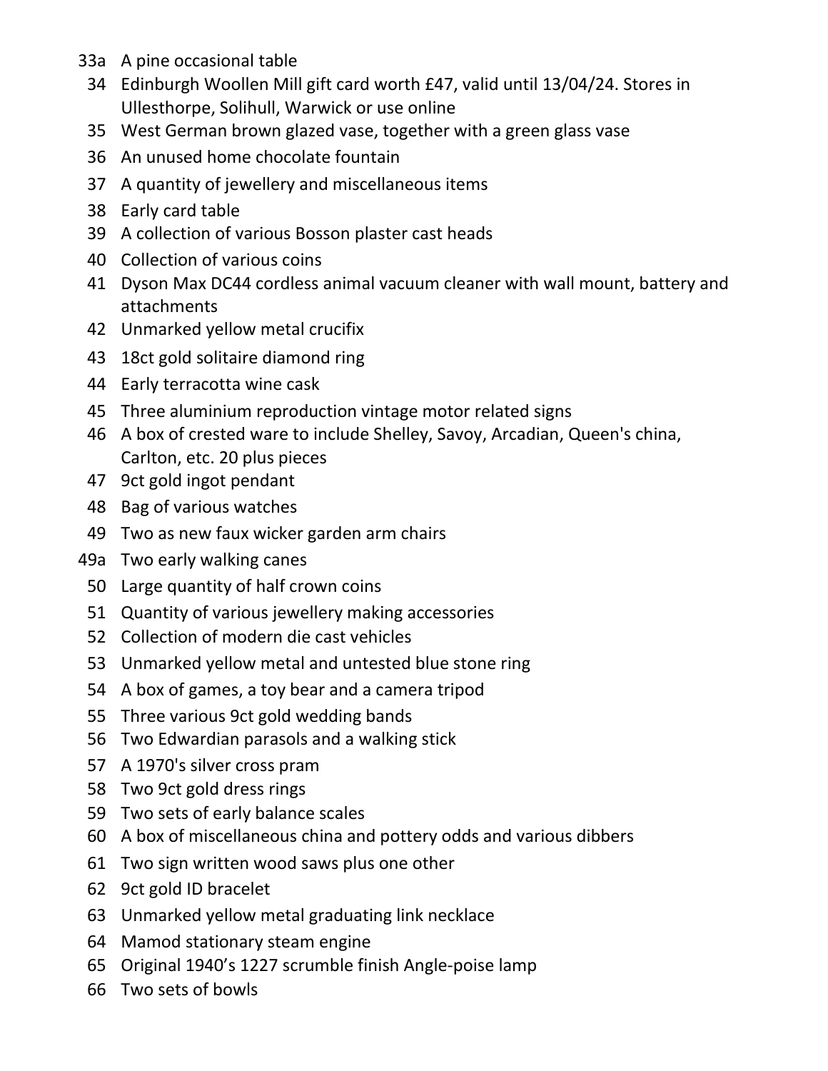33a A pine occasional table
34 Edinburgh Woollen Mill gift card worth £47, valid until 13/04/24. Stores in Ullesthorpe, Solihull, Warwick or use online
35 West German brown glazed vase, together with a green glass vase
36 An unused home chocolate fountain
37 A quantity of jewellery and miscellaneous items
38 Early card table
39 A collection of various Bosson plaster cast heads
40 Collection of various coins
41 Dyson Max DC44 cordless animal vacuum cleaner with wall mount, battery and attachments
42 Unmarked yellow metal crucifix
43 18ct gold solitaire diamond ring
44 Early terracotta wine cask
45 Three aluminium reproduction vintage motor related signs
46 A box of crested ware to include Shelley, Savoy, Arcadian, Queen's china, Carlton, etc. 20 plus pieces
47 9ct gold ingot pendant
48 Bag of various watches
49 Two as new faux wicker garden arm chairs
49a Two early walking canes
50 Large quantity of half crown coins
51 Quantity of various jewellery making accessories
52 Collection of modern die cast vehicles
53 Unmarked yellow metal and untested blue stone ring
54 A box of games, a toy bear and a camera tripod
55 Three various 9ct gold wedding bands
56 Two Edwardian parasols and a walking stick
57 A 1970's silver cross pram
58 Two 9ct gold dress rings
59 Two sets of early balance scales
60 A box of miscellaneous china and pottery odds and various dibbers
61 Two sign written wood saws plus one other
62 9ct gold ID bracelet
63 Unmarked yellow metal graduating link necklace
64 Mamod stationary steam engine
65 Original 1940's 1227 scrumble finish Angle-poise lamp
66 Two sets of bowls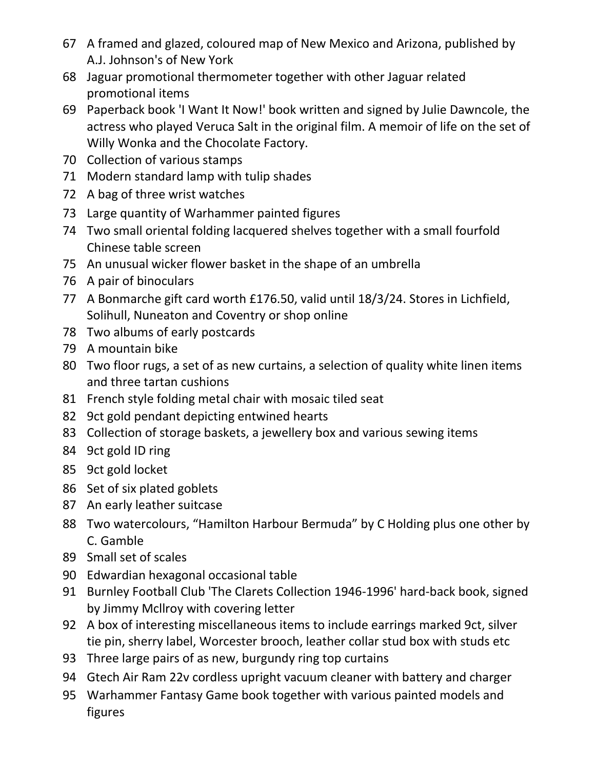67 A framed and glazed, coloured map of New Mexico and Arizona, published by A.J. Johnson's of New York

68 Jaguar promotional thermometer together with other Jaguar related promotional items

69 Paperback book 'I Want It Now!' book written and signed by Julie Dawncole, the actress who played Veruca Salt in the original film. A memoir of life on the set of Willy Wonka and the Chocolate Factory.

70 Collection of various stamps

71 Modern standard lamp with tulip shades

72 A bag of three wrist watches

73 Large quantity of Warhammer painted figures

74 Two small oriental folding lacquered shelves together with a small fourfold Chinese table screen

75 An unusual wicker flower basket in the shape of an umbrella

76 A pair of binoculars

77 A Bonmarche gift card worth £176.50, valid until 18/3/24. Stores in Lichfield, Solihull, Nuneaton and Coventry or shop online

78 Two albums of early postcards

79 A mountain bike

80 Two floor rugs, a set of as new curtains, a selection of quality white linen items and three tartan cushions

81 French style folding metal chair with mosaic tiled seat

82 9ct gold pendant depicting entwined hearts

83 Collection of storage baskets, a jewellery box and various sewing items

84 9ct gold ID ring

85 9ct gold locket

86 Set of six plated goblets

87 An early leather suitcase

88 Two watercolours, "Hamilton Harbour Bermuda" by C Holding plus one other by C. Gamble

89 Small set of scales

90 Edwardian hexagonal occasional table

91 Burnley Football Club 'The Clarets Collection 1946-1996' hard-back book, signed by Jimmy McIlroy with covering letter

92 A box of interesting miscellaneous items to include earrings marked 9ct, silver tie pin, sherry label, Worcester brooch, leather collar stud box with studs etc

93 Three large pairs of as new, burgundy ring top curtains

94 Gtech Air Ram 22v cordless upright vacuum cleaner with battery and charger

95 Warhammer Fantasy Game book together with various painted models and figures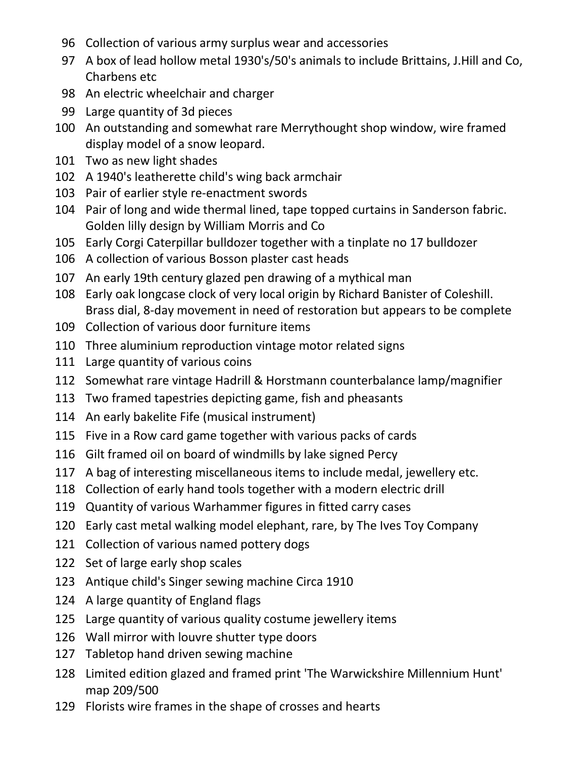96 Collection of various army surplus wear and accessories

97 A box of lead hollow metal 1930's/50's animals to include Brittains, J.Hill and Co, Charbens etc

98 An electric wheelchair and charger

99 Large quantity of 3d pieces

100 An outstanding and somewhat rare Merrythought shop window, wire framed display model of a snow leopard.

101 Two as new light shades

102 A 1940's leatherette child's wing back armchair

103 Pair of earlier style re-enactment swords

104 Pair of long and wide thermal lined, tape topped curtains in Sanderson fabric. Golden lilly design by William Morris and Co

105 Early Corgi Caterpillar bulldozer together with a tinplate no 17 bulldozer

106 A collection of various Bosson plaster cast heads

107 An early 19th century glazed pen drawing of a mythical man

108 Early oak longcase clock of very local origin by Richard Banister of Coleshill. Brass dial, 8-day movement in need of restoration but appears to be complete

109 Collection of various door furniture items

110 Three aluminium reproduction vintage motor related signs

111 Large quantity of various coins

112 Somewhat rare vintage Hadrill & Horstmann counterbalance lamp/magnifier

113 Two framed tapestries depicting game, fish and pheasants

114 An early bakelite Fife (musical instrument)

115 Five in a Row card game together with various packs of cards

116 Gilt framed oil on board of windmills by lake signed Percy

117 A bag of interesting miscellaneous items to include medal, jewellery etc.

118 Collection of early hand tools together with a modern electric drill

119 Quantity of various Warhammer figures in fitted carry cases

120 Early cast metal walking model elephant, rare, by The Ives Toy Company

121 Collection of various named pottery dogs

122 Set of large early shop scales

123 Antique child's Singer sewing machine Circa 1910

124 A large quantity of England flags

125 Large quantity of various quality costume jewellery items

126 Wall mirror with louvre shutter type doors

127 Tabletop hand driven sewing machine

128 Limited edition glazed and framed print 'The Warwickshire Millennium Hunt' map 209/500

129 Florists wire frames in the shape of crosses and hearts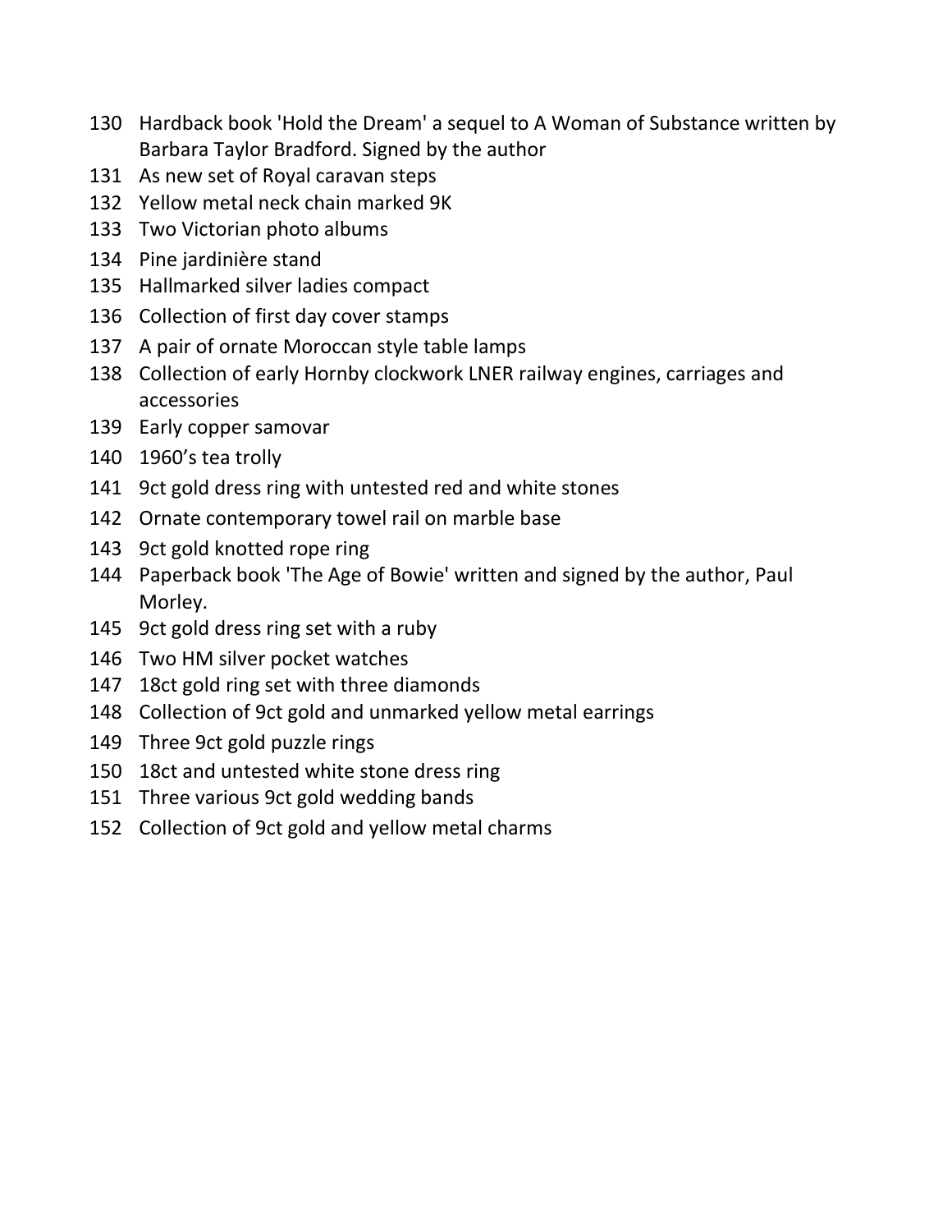130 Hardback book 'Hold the Dream' a sequel to A Woman of Substance written by Barbara Taylor Bradford. Signed by the author

131 As new set of Royal caravan steps

132 Yellow metal neck chain marked 9K

133 Two Victorian photo albums

134 Pine jardinière stand

135 Hallmarked silver ladies compact

136 Collection of first day cover stamps

137 A pair of ornate Moroccan style table lamps

138 Collection of early Hornby clockwork LNER railway engines, carriages and accessories

139 Early copper samovar

140 1960's tea trolly

141 9ct gold dress ring with untested red and white stones

142 Ornate contemporary towel rail on marble base

143 9ct gold knotted rope ring

144 Paperback book 'The Age of Bowie' written and signed by the author, Paul Morley.

145 9ct gold dress ring set with a ruby

146 Two HM silver pocket watches

147 18ct gold ring set with three diamonds

148 Collection of 9ct gold and unmarked yellow metal earrings

149 Three 9ct gold puzzle rings

150 18ct and untested white stone dress ring

151 Three various 9ct gold wedding bands

152 Collection of 9ct gold and yellow metal charms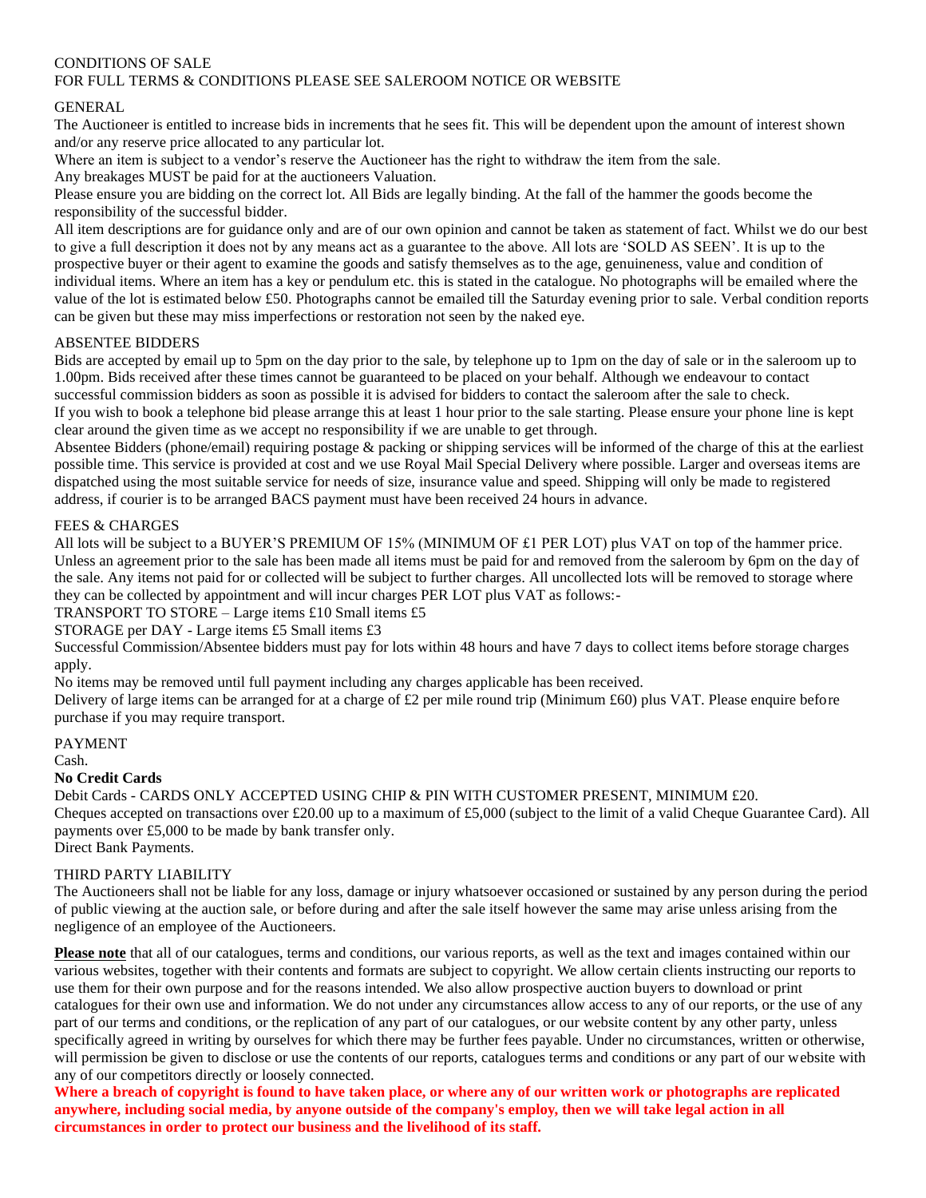CONDITIONS OF SALE
FOR FULL TERMS & CONDITIONS PLEASE SEE SALEROOM NOTICE OR WEBSITE

## GENERAL

The Auctioneer is entitled to increase bids in increments that he sees fit. This will be dependent upon the amount of interest shown and/or any reserve price allocated to any particular lot.

Where an item is subject to a vendor's reserve the Auctioneer has the right to withdraw the item from the sale.

Any breakages MUST be paid for at the auctioneers Valuation.

Please ensure you are bidding on the correct lot. All Bids are legally binding. At the fall of the hammer the goods become the responsibility of the successful bidder.

All item descriptions are for guidance only and are of our own opinion and cannot be taken as statement of fact. Whilst we do our best to give a full description it does not by any means act as a guarantee to the above. All lots are 'SOLD AS SEEN'. It is up to the prospective buyer or their agent to examine the goods and satisfy themselves as to the age, genuineness, value and condition of individual items. Where an item has a key or pendulum etc. this is stated in the catalogue. No photographs will be emailed where the value of the lot is estimated below £50. Photographs cannot be emailed till the Saturday evening prior to sale. Verbal condition reports can be given but these may miss imperfections or restoration not seen by the naked eye.

## ABSENTEE BIDDERS

Bids are accepted by email up to 5pm on the day prior to the sale, by telephone up to 1pm on the day of sale or in the saleroom up to 1.00pm. Bids received after these times cannot be guaranteed to be placed on your behalf. Although we endeavour to contact successful commission bidders as soon as possible it is advised for bidders to contact the saleroom after the sale to check.

If you wish to book a telephone bid please arrange this at least 1 hour prior to the sale starting. Please ensure your phone line is kept clear around the given time as we accept no responsibility if we are unable to get through.

Absentee Bidders (phone/email) requiring postage & packing or shipping services will be informed of the charge of this at the earliest possible time. This service is provided at cost and we use Royal Mail Special Delivery where possible. Larger and overseas items are dispatched using the most suitable service for needs of size, insurance value and speed. Shipping will only be made to registered address, if courier is to be arranged BACS payment must have been received 24 hours in advance.

## FEES & CHARGES

All lots will be subject to a BUYER'S PREMIUM OF 15% (MINIMUM OF £1 PER LOT) plus VAT on top of the hammer price. Unless an agreement prior to the sale has been made all items must be paid for and removed from the saleroom by 6pm on the day of the sale. Any items not paid for or collected will be subject to further charges. All uncollected lots will be removed to storage where they can be collected by appointment and will incur charges PER LOT plus VAT as follows:-

TRANSPORT TO STORE – Large items £10 Small items £5

STORAGE per DAY - Large items £5 Small items £3

Successful Commission/Absentee bidders must pay for lots within 48 hours and have 7 days to collect items before storage charges apply.

No items may be removed until full payment including any charges applicable has been received.

Delivery of large items can be arranged for at a charge of £2 per mile round trip (Minimum £60) plus VAT. Please enquire before purchase if you may require transport.

## PAYMENT

Cash.

**No Credit Cards**

Debit Cards - CARDS ONLY ACCEPTED USING CHIP & PIN WITH CUSTOMER PRESENT, MINIMUM £20.

Cheques accepted on transactions over £20.00 up to a maximum of £5,000 (subject to the limit of a valid Cheque Guarantee Card). All payments over £5,000 to be made by bank transfer only.

Direct Bank Payments.

## THIRD PARTY LIABILITY

The Auctioneers shall not be liable for any loss, damage or injury whatsoever occasioned or sustained by any person during the period of public viewing at the auction sale, or before during and after the sale itself however the same may arise unless arising from the negligence of an employee of the Auctioneers.

**Please note** that all of our catalogues, terms and conditions, our various reports, as well as the text and images contained within our various websites, together with their contents and formats are subject to copyright. We allow certain clients instructing our reports to use them for their own purpose and for the reasons intended. We also allow prospective auction buyers to download or print catalogues for their own use and information. We do not under any circumstances allow access to any of our reports, or the use of any part of our terms and conditions, or the replication of any part of our catalogues, or our website content by any other party, unless specifically agreed in writing by ourselves for which there may be further fees payable. Under no circumstances, written or otherwise, will permission be given to disclose or use the contents of our reports, catalogues terms and conditions or any part of our website with any of our competitors directly or loosely connected.

**Where a breach of copyright is found to have taken place, or where any of our written work or photographs are replicated anywhere, including social media, by anyone outside of the company's employ, then we will take legal action in all circumstances in order to protect our business and the livelihood of its staff.**